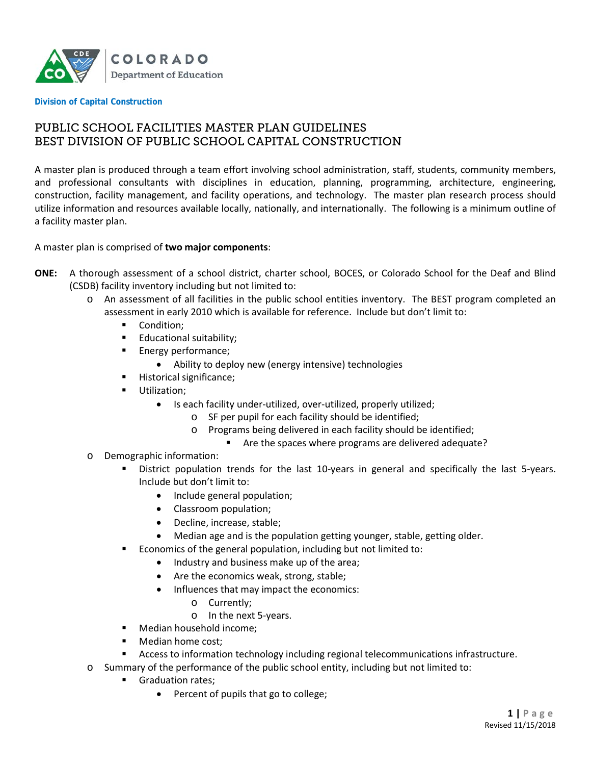COLORADO
Department of Education

**Division of Capital Construction**

# PUBLIC SCHOOL FACILITIES MASTER PLAN GUIDELINES
# BEST DIVISION OF PUBLIC SCHOOL CAPITAL CONSTRUCTION

A master plan is produced through a team effort involving school administration, staff, students, community members, and professional consultants with disciplines in education, planning, programming, architecture, engineering, construction, facility management, and facility operations, and technology. The master plan research process should utilize information and resources available locally, nationally, and internationally. The following is a minimum outline of a facility master plan.

A master plan is comprised of **two major components**:

**ONE:** A thorough assessment of a school district, charter school, BOCES, or Colorado School for the Deaf and Blind (CSDB) facility inventory including but not limited to:

- An assessment of all facilities in the public school entities inventory. The BEST program completed an assessment in early 2010 which is available for reference. Include but don't limit to:
  - Condition;
  - Educational suitability;
  - Energy performance;
    - Ability to deploy new (energy intensive) technologies
  - Historical significance;
  - Utilization;
    - Is each facility under-utilized, over-utilized, properly utilized;
      - SF per pupil for each facility should be identified;
      - Programs being delivered in each facility should be identified;
        - Are the spaces where programs are delivered adequate?
- Demographic information:
  - District population trends for the last 10-years in general and specifically the last 5-years. Include but don't limit to:
    - Include general population;
    - Classroom population;
    - Decline, increase, stable;
    - Median age and is the population getting younger, stable, getting older.
  - Economics of the general population, including but not limited to:
    - Industry and business make up of the area;
    - Are the economics weak, strong, stable;
    - Influences that may impact the economics:
      - Currently;
      - In the next 5-years.
  - Median household income;
  - Median home cost;
  - Access to information technology including regional telecommunications infrastructure.
- Summary of the performance of the public school entity, including but not limited to:
  - Graduation rates;
    - Percent of pupils that go to college;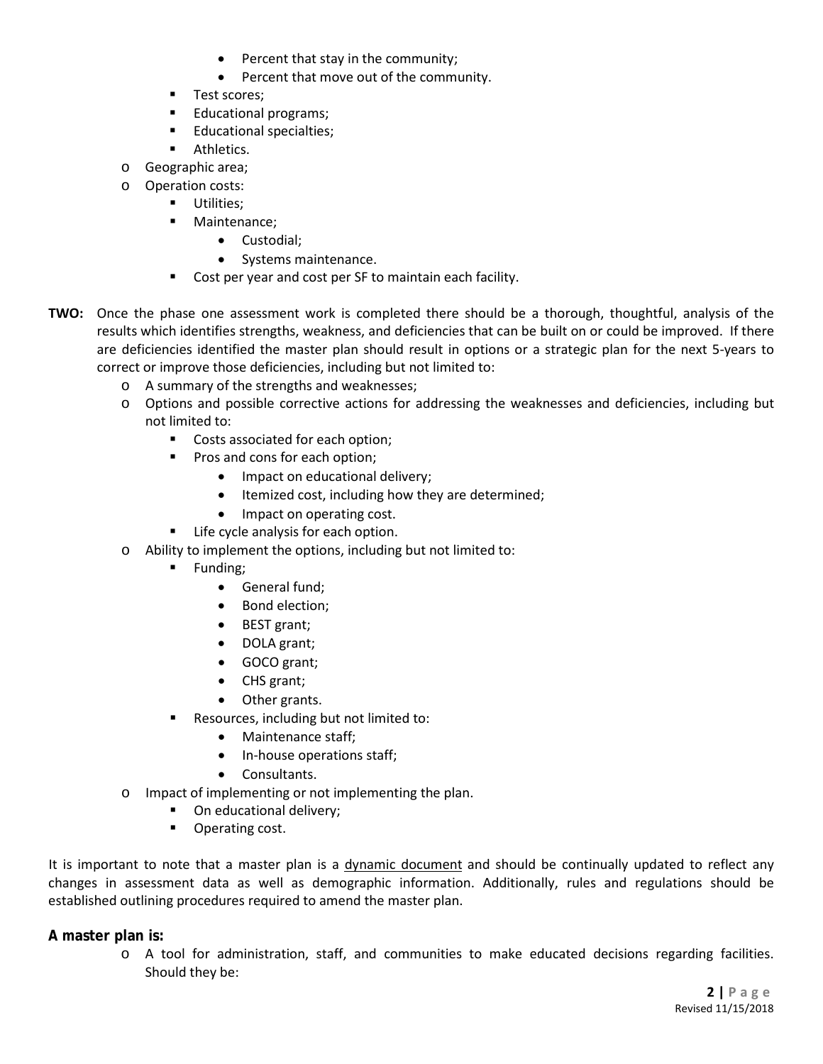- Percent that stay in the community;
            - Percent that move out of the community.
        - Test scores;
        - Educational programs;
        - Educational specialties;
        - Athletics.
    - Geographic area;
    - Operation costs:
        - Utilities;
        - Maintenance;
            - Custodial;
            - Systems maintenance.
        - Cost per year and cost per SF to maintain each facility.

**TWO:** Once the phase one assessment work is completed there should be a thorough, thoughtful, analysis of the results which identifies strengths, weakness, and deficiencies that can be built on or could be improved. If there are deficiencies identified the master plan should result in options or a strategic plan for the next 5-years to correct or improve those deficiencies, including but not limited to:

- A summary of the strengths and weaknesses;
- Options and possible corrective actions for addressing the weaknesses and deficiencies, including but not limited to:
    - Costs associated for each option;
    - Pros and cons for each option;
        - Impact on educational delivery;
        - Itemized cost, including how they are determined;
        - Impact on operating cost.
    - Life cycle analysis for each option.
- Ability to implement the options, including but not limited to:
    - Funding;
        - General fund;
        - Bond election;
        - BEST grant;
        - DOLA grant;
        - GOCO grant;
        - CHS grant;
        - Other grants.
    - Resources, including but not limited to:
        - Maintenance staff;
        - In-house operations staff;
        - Consultants.
- Impact of implementing or not implementing the plan.
    - On educational delivery;
    - Operating cost.

It is important to note that a master plan is a <u>dynamic document</u> and should be continually updated to reflect any changes in assessment data as well as demographic information. Additionally, rules and regulations should be established outlining procedures required to amend the master plan.

## A master plan is:

- A tool for administration, staff, and communities to make educated decisions regarding facilities. Should they be: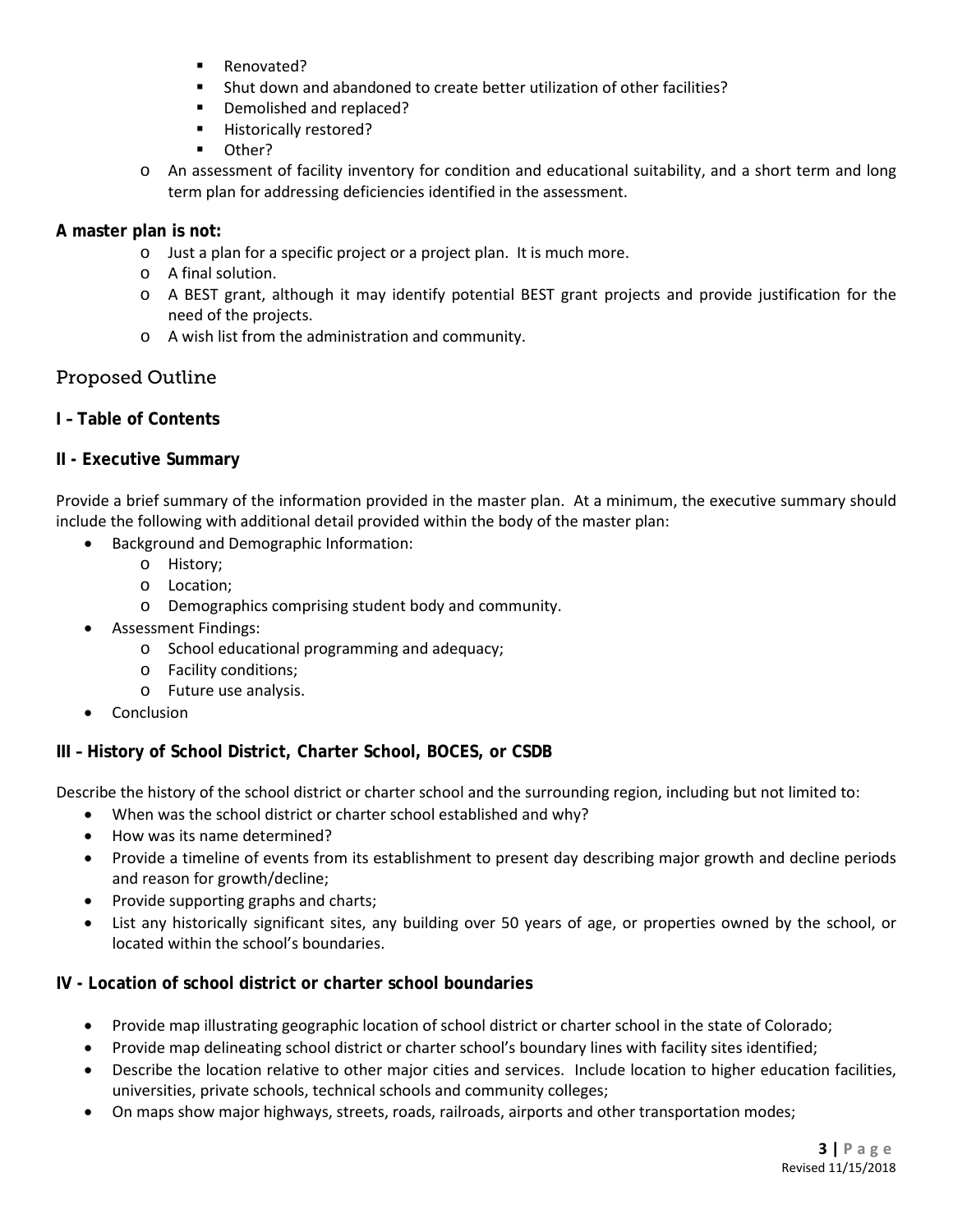- Renovated?
    - Shut down and abandoned to create better utilization of other facilities?
    - Demolished and replaced?
    - Historically restored?
    - Other?
  - An assessment of facility inventory for condition and educational suitability, and a short term and long term plan for addressing deficiencies identified in the assessment.

**A master plan is not:**

- Just a plan for a specific project or a project plan. It is much more.
- A final solution.
- A BEST grant, although it may identify potential BEST grant projects and provide justification for the need of the projects.
- A wish list from the administration and community.

## Proposed Outline

### I – Table of Contents

### II - Executive Summary

Provide a brief summary of the information provided in the master plan. At a minimum, the executive summary should include the following with additional detail provided within the body of the master plan:

- Background and Demographic Information:
  - History;
  - Location;
  - Demographics comprising student body and community.
- Assessment Findings:
  - School educational programming and adequacy;
  - Facility conditions;
  - Future use analysis.
- Conclusion

### III – History of School District, Charter School, BOCES, or CSDB

Describe the history of the school district or charter school and the surrounding region, including but not limited to:

- When was the school district or charter school established and why?
- How was its name determined?
- Provide a timeline of events from its establishment to present day describing major growth and decline periods and reason for growth/decline;
- Provide supporting graphs and charts;
- List any historically significant sites, any building over 50 years of age, or properties owned by the school, or located within the school's boundaries.

### IV - Location of school district or charter school boundaries

- Provide map illustrating geographic location of school district or charter school in the state of Colorado;
- Provide map delineating school district or charter school's boundary lines with facility sites identified;
- Describe the location relative to other major cities and services. Include location to higher education facilities, universities, private schools, technical schools and community colleges;
- On maps show major highways, streets, roads, railroads, airports and other transportation modes;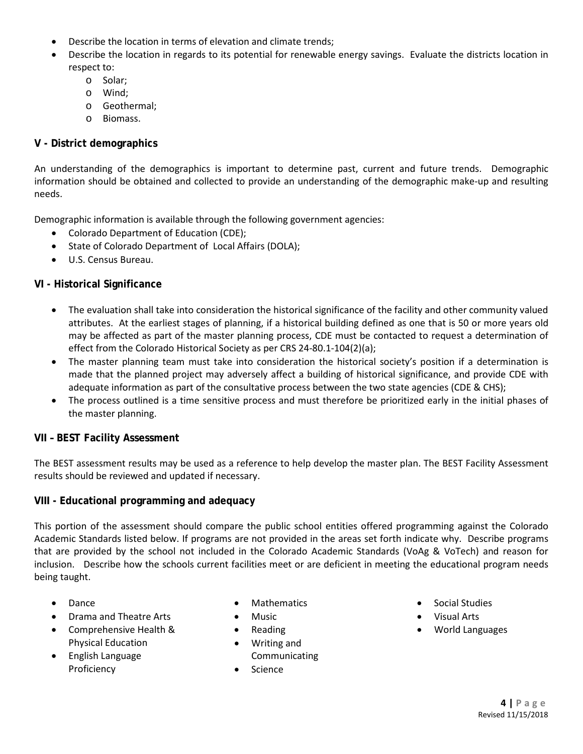- Describe the location in terms of elevation and climate trends;
- Describe the location in regards to its potential for renewable energy savings. Evaluate the districts location in respect to:
  - Solar;
  - Wind;
  - Geothermal;
  - Biomass.

## V - District demographics

An understanding of the demographics is important to determine past, current and future trends. Demographic information should be obtained and collected to provide an understanding of the demographic make-up and resulting needs.

Demographic information is available through the following government agencies:

- Colorado Department of Education (CDE);
- State of Colorado Department of Local Affairs (DOLA);
- U.S. Census Bureau.

## VI - Historical Significance

- The evaluation shall take into consideration the historical significance of the facility and other community valued attributes. At the earliest stages of planning, if a historical building defined as one that is 50 or more years old may be affected as part of the master planning process, CDE must be contacted to request a determination of effect from the Colorado Historical Society as per CRS 24-80.1-104(2)(a);
- The master planning team must take into consideration the historical society's position if a determination is made that the planned project may adversely affect a building of historical significance, and provide CDE with adequate information as part of the consultative process between the two state agencies (CDE & CHS);
- The process outlined is a time sensitive process and must therefore be prioritized early in the initial phases of the master planning.

## VII – BEST Facility Assessment

The BEST assessment results may be used as a reference to help develop the master plan. The BEST Facility Assessment results should be reviewed and updated if necessary.

## VIII - Educational programming and adequacy

This portion of the assessment should compare the public school entities offered programming against the Colorado Academic Standards listed below. If programs are not provided in the areas set forth indicate why. Describe programs that are provided by the school not included in the Colorado Academic Standards (VoAg & VoTech) and reason for inclusion. Describe how the schools current facilities meet or are deficient in meeting the educational program needs being taught.

- Dance
- Drama and Theatre Arts
- Comprehensive Health & Physical Education
- English Language Proficiency
- Mathematics
- Music
- Reading
- Writing and Communicating
- Science
- Social Studies
- Visual Arts
- World Languages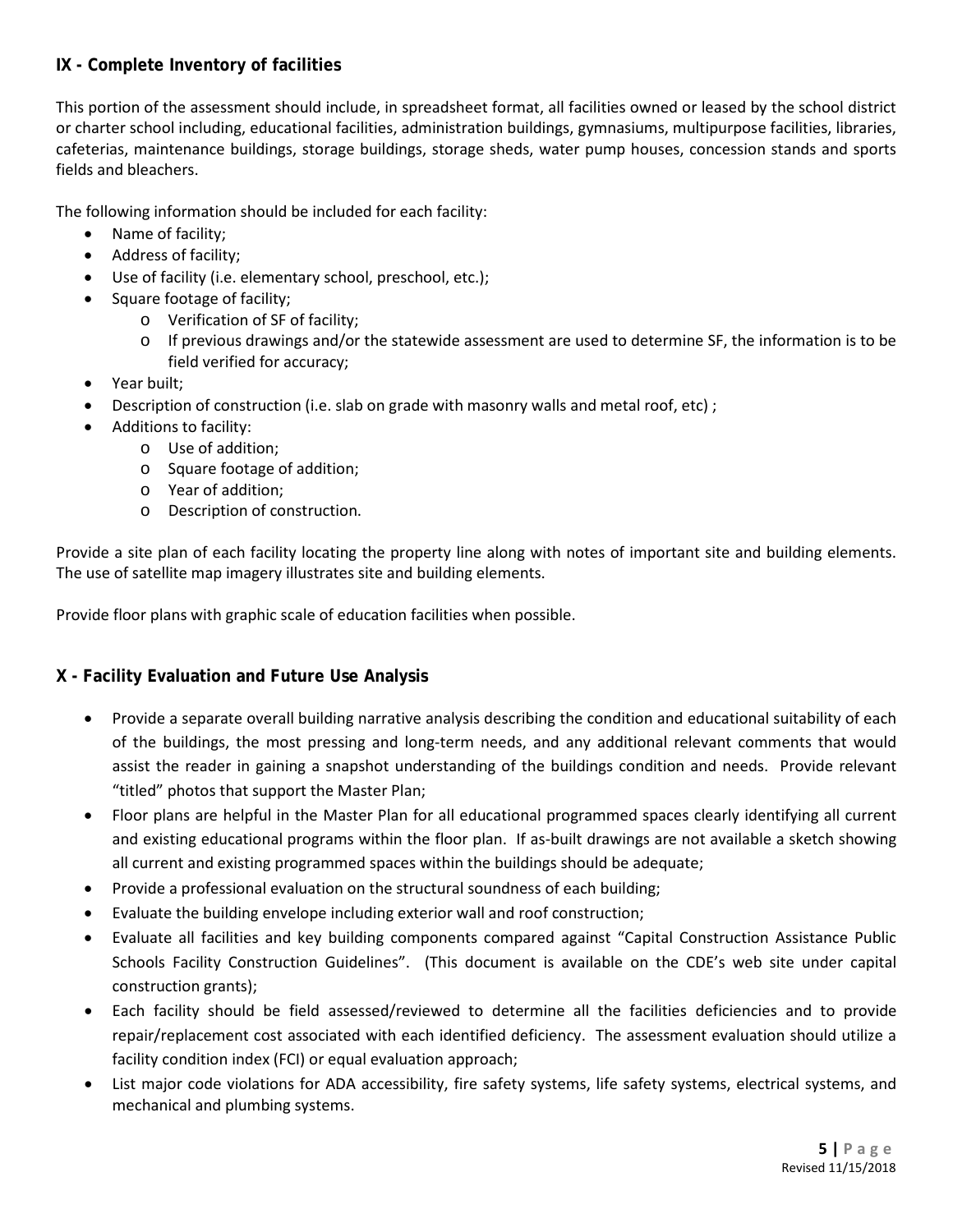## IX - Complete Inventory of facilities

This portion of the assessment should include, in spreadsheet format, all facilities owned or leased by the school district or charter school including, educational facilities, administration buildings, gymnasiums, multipurpose facilities, libraries, cafeterias, maintenance buildings, storage buildings, storage sheds, water pump houses, concession stands and sports fields and bleachers.

The following information should be included for each facility:

- Name of facility;
- Address of facility;
- Use of facility (i.e. elementary school, preschool, etc.);
- Square footage of facility;
  - Verification of SF of facility;
  - If previous drawings and/or the statewide assessment are used to determine SF, the information is to be field verified for accuracy;
- Year built;
- Description of construction (i.e. slab on grade with masonry walls and metal roof, etc) ;
- Additions to facility:
  - Use of addition;
  - Square footage of addition;
  - Year of addition;
  - Description of construction.

Provide a site plan of each facility locating the property line along with notes of important site and building elements. The use of satellite map imagery illustrates site and building elements.

Provide floor plans with graphic scale of education facilities when possible.

## X - Facility Evaluation and Future Use Analysis

- Provide a separate overall building narrative analysis describing the condition and educational suitability of each of the buildings, the most pressing and long-term needs, and any additional relevant comments that would assist the reader in gaining a snapshot understanding of the buildings condition and needs. Provide relevant "titled" photos that support the Master Plan;
- Floor plans are helpful in the Master Plan for all educational programmed spaces clearly identifying all current and existing educational programs within the floor plan. If as-built drawings are not available a sketch showing all current and existing programmed spaces within the buildings should be adequate;
- Provide a professional evaluation on the structural soundness of each building;
- Evaluate the building envelope including exterior wall and roof construction;
- Evaluate all facilities and key building components compared against "Capital Construction Assistance Public Schools Facility Construction Guidelines". (This document is available on the CDE's web site under capital construction grants);
- Each facility should be field assessed/reviewed to determine all the facilities deficiencies and to provide repair/replacement cost associated with each identified deficiency. The assessment evaluation should utilize a facility condition index (FCI) or equal evaluation approach;
- List major code violations for ADA accessibility, fire safety systems, life safety systems, electrical systems, and mechanical and plumbing systems.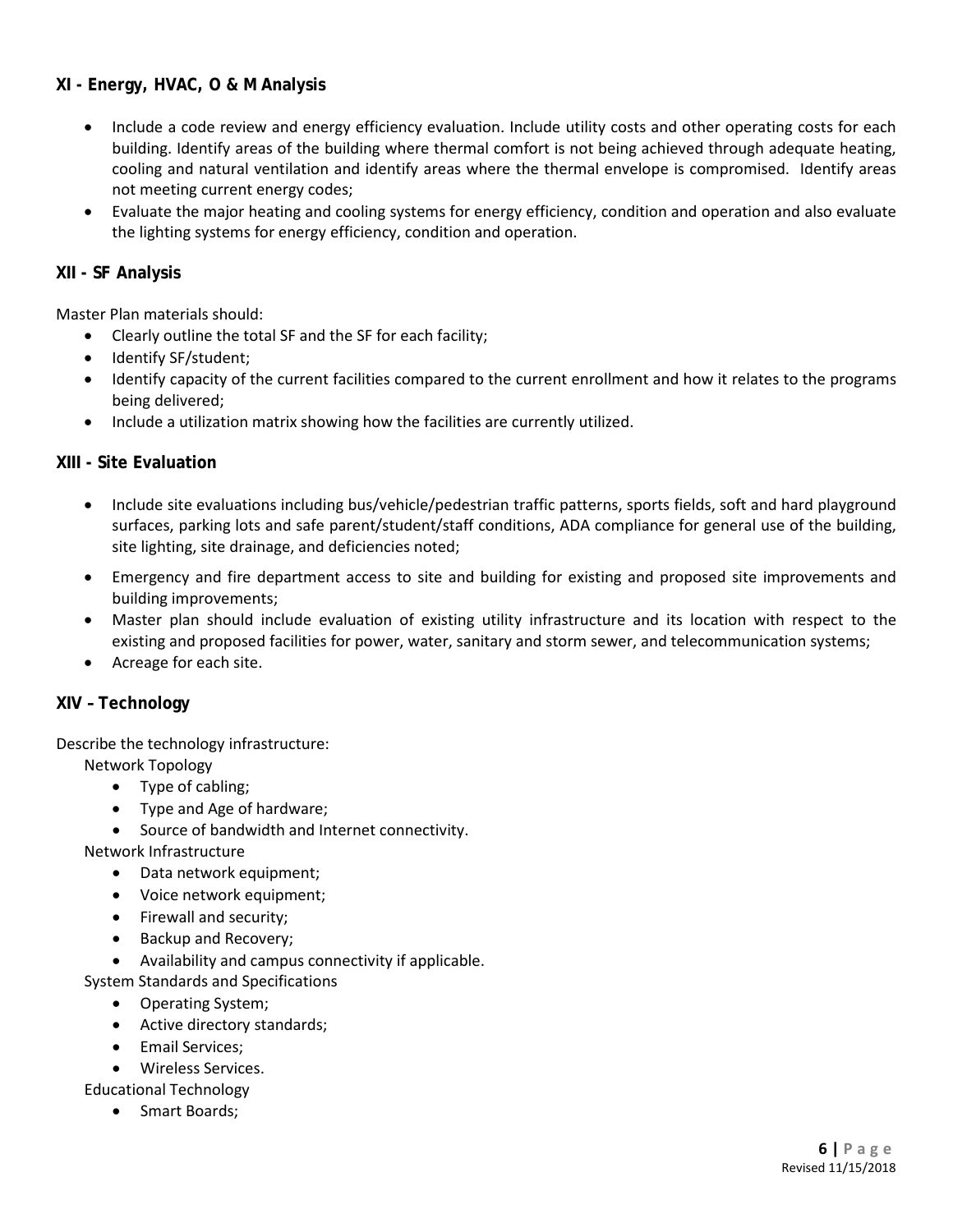### XI - Energy, HVAC, O & M Analysis

- Include a code review and energy efficiency evaluation. Include utility costs and other operating costs for each building. Identify areas of the building where thermal comfort is not being achieved through adequate heating, cooling and natural ventilation and identify areas where the thermal envelope is compromised. Identify areas not meeting current energy codes;
- Evaluate the major heating and cooling systems for energy efficiency, condition and operation and also evaluate the lighting systems for energy efficiency, condition and operation.

### XII - SF Analysis

Master Plan materials should:

- Clearly outline the total SF and the SF for each facility;
- Identify SF/student;
- Identify capacity of the current facilities compared to the current enrollment and how it relates to the programs being delivered;
- Include a utilization matrix showing how the facilities are currently utilized.

### XIII - Site Evaluation

- Include site evaluations including bus/vehicle/pedestrian traffic patterns, sports fields, soft and hard playground surfaces, parking lots and safe parent/student/staff conditions, ADA compliance for general use of the building, site lighting, site drainage, and deficiencies noted;
- Emergency and fire department access to site and building for existing and proposed site improvements and building improvements;
- Master plan should include evaluation of existing utility infrastructure and its location with respect to the existing and proposed facilities for power, water, sanitary and storm sewer, and telecommunication systems;
- Acreage for each site.

### XIV – Technology

Describe the technology infrastructure:

Network Topology

- Type of cabling;
- Type and Age of hardware;
- Source of bandwidth and Internet connectivity.

Network Infrastructure

- Data network equipment;
- Voice network equipment;
- Firewall and security;
- Backup and Recovery;
- Availability and campus connectivity if applicable.

System Standards and Specifications

- Operating System;
- Active directory standards;
- Email Services;
- Wireless Services.

Educational Technology

- Smart Boards;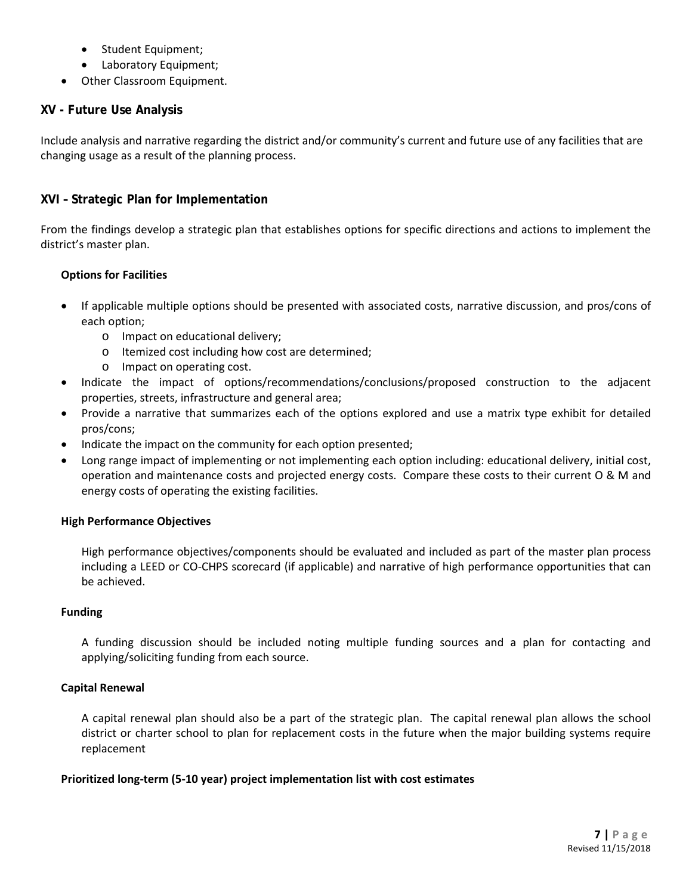- Student Equipment;
- Laboratory Equipment;
- Other Classroom Equipment.

## XV - Future Use Analysis

Include analysis and narrative regarding the district and/or community's current and future use of any facilities that are changing usage as a result of the planning process.

## XVI – Strategic Plan for Implementation

From the findings develop a strategic plan that establishes options for specific directions and actions to implement the district's master plan.

**Options for Facilities**

- If applicable multiple options should be presented with associated costs, narrative discussion, and pros/cons of each option;
  - Impact on educational delivery;
  - Itemized cost including how cost are determined;
  - Impact on operating cost.
- Indicate the impact of options/recommendations/conclusions/proposed construction to the adjacent properties, streets, infrastructure and general area;
- Provide a narrative that summarizes each of the options explored and use a matrix type exhibit for detailed pros/cons;
- Indicate the impact on the community for each option presented;
- Long range impact of implementing or not implementing each option including: educational delivery, initial cost, operation and maintenance costs and projected energy costs. Compare these costs to their current O & M and energy costs of operating the existing facilities.

**High Performance Objectives**

High performance objectives/components should be evaluated and included as part of the master plan process including a LEED or CO-CHPS scorecard (if applicable) and narrative of high performance opportunities that can be achieved.

**Funding**

A funding discussion should be included noting multiple funding sources and a plan for contacting and applying/soliciting funding from each source.

**Capital Renewal**

A capital renewal plan should also be a part of the strategic plan. The capital renewal plan allows the school district or charter school to plan for replacement costs in the future when the major building systems require replacement

**Prioritized long-term (5-10 year) project implementation list with cost estimates**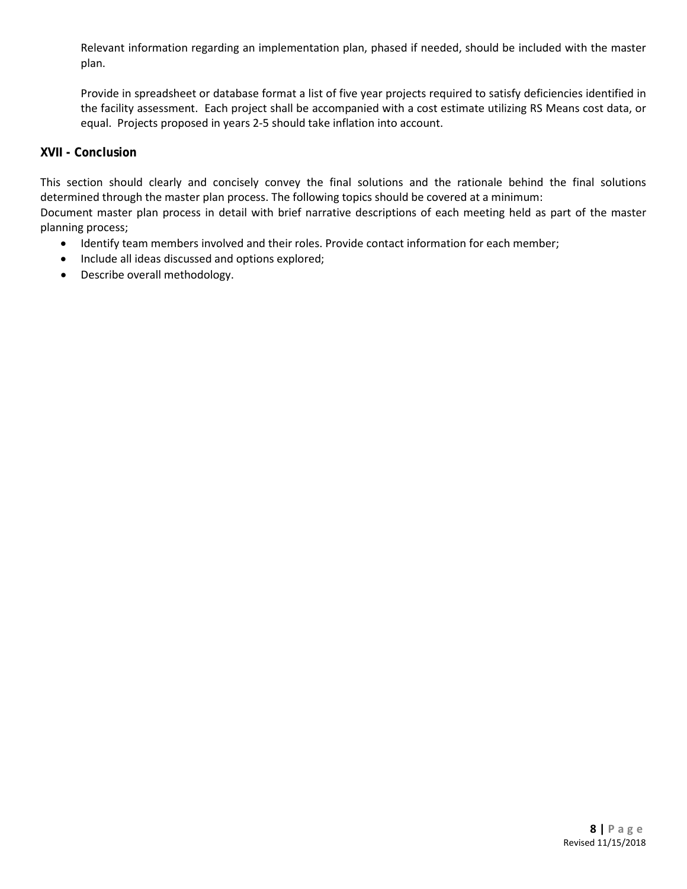Relevant information regarding an implementation plan, phased if needed, should be included with the master plan.

Provide in spreadsheet or database format a list of five year projects required to satisfy deficiencies identified in the facility assessment. Each project shall be accompanied with a cost estimate utilizing RS Means cost data, or equal. Projects proposed in years 2-5 should take inflation into account.

## XVII - Conclusion

This section should clearly and concisely convey the final solutions and the rationale behind the final solutions determined through the master plan process. The following topics should be covered at a minimum:
Document master plan process in detail with brief narrative descriptions of each meeting held as part of the master planning process;

- Identify team members involved and their roles. Provide contact information for each member;
- Include all ideas discussed and options explored;
- Describe overall methodology.